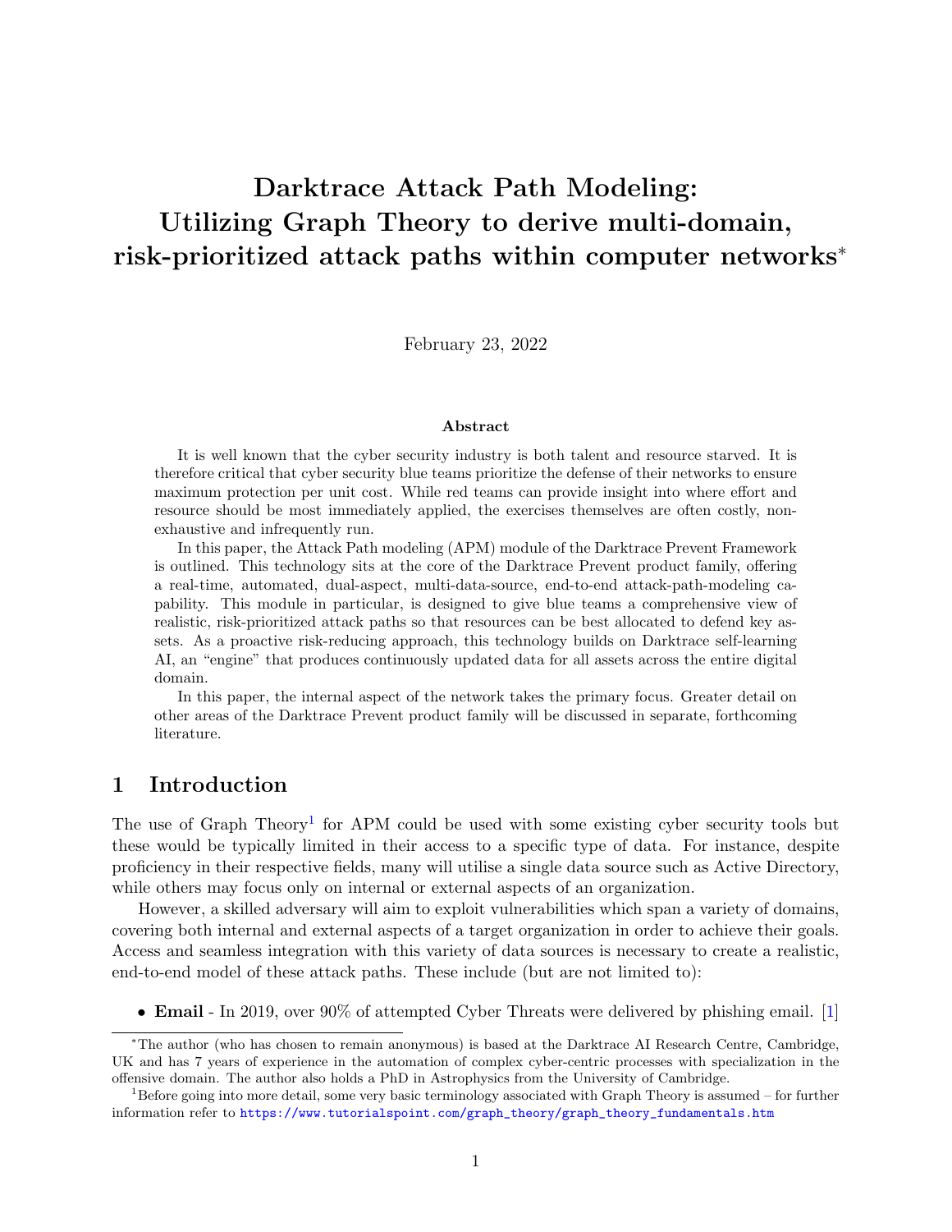# Darktrace Attack Path Modeling: Utilizing Graph Theory to derive multi-domain, risk-prioritized attack paths within computer networks*

February 23, 2022

**Abstract**

It is well known that the cyber security industry is both talent and resource starved. It is therefore critical that cyber security blue teams prioritize the defense of their networks to ensure maximum protection per unit cost. While red teams can provide insight into where effort and resource should be most immediately applied, the exercises themselves are often costly, non-exhaustive and infrequently run.

In this paper, the Attack Path modeling (APM) module of the Darktrace Prevent Framework is outlined. This technology sits at the core of the Darktrace Prevent product family, offering a real-time, automated, dual-aspect, multi-data-source, end-to-end attack-path-modeling capability. This module in particular, is designed to give blue teams a comprehensive view of realistic, risk-prioritized attack paths so that resources can be best allocated to defend key assets. As a proactive risk-reducing approach, this technology builds on Darktrace self-learning AI, an "engine" that produces continuously updated data for all assets across the entire digital domain.

In this paper, the internal aspect of the network takes the primary focus. Greater detail on other areas of the Darktrace Prevent product family will be discussed in separate, forthcoming literature.

## 1 Introduction

The use of Graph Theory[1] for APM could be used with some existing cyber security tools but these would be typically limited in their access to a specific type of data. For instance, despite proficiency in their respective fields, many will utilise a single data source such as Active Directory, while others may focus only on internal or external aspects of an organization.

However, a skilled adversary will aim to exploit vulnerabilities which span a variety of domains, covering both internal and external aspects of a target organization in order to achieve their goals. Access and seamless integration with this variety of data sources is necessary to create a realistic, end-to-end model of these attack paths. These include (but are not limited to):

- **Email** - In 2019, over 90% of attempted Cyber Threats were delivered by phishing email. [1]

---

*The author (who has chosen to remain anonymous) is based at the Darktrace AI Research Centre, Cambridge, UK and has 7 years of experience in the automation of complex cyber-centric processes with specialization in the offensive domain. The author also holds a PhD in Astrophysics from the University of Cambridge.

[1] Before going into more detail, some very basic terminology associated with Graph Theory is assumed – for further information refer to https://www.tutorialspoint.com/graph_theory/graph_theory_fundamentals.htm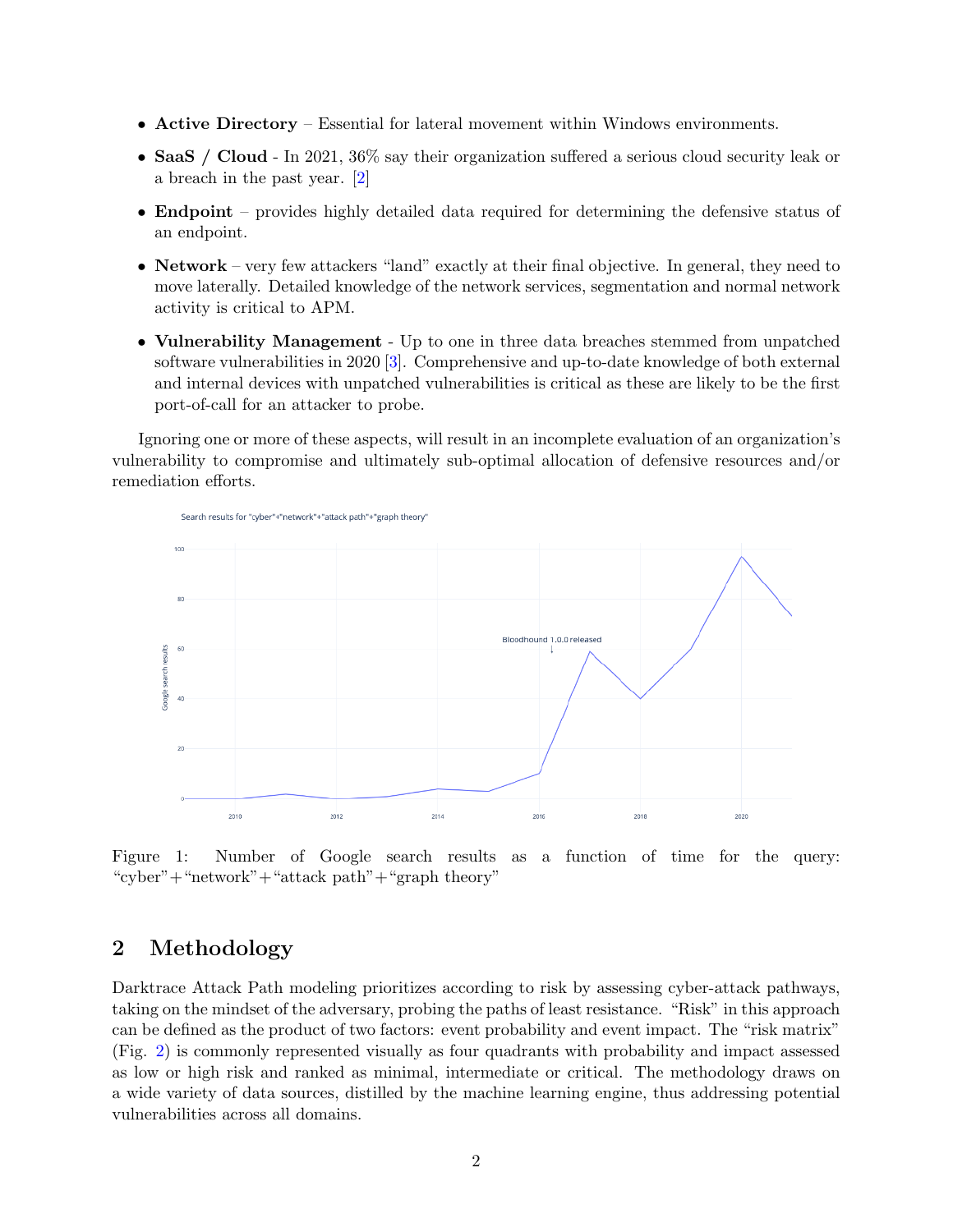- **Active Directory** – Essential for lateral movement within Windows environments.
- **SaaS / Cloud** - In 2021, 36% say their organization suffered a serious cloud security leak or a breach in the past year. [2]
- **Endpoint** – provides highly detailed data required for determining the defensive status of an endpoint.
- **Network** – very few attackers "land" exactly at their final objective. In general, they need to move laterally. Detailed knowledge of the network services, segmentation and normal network activity is critical to APM.
- **Vulnerability Management** - Up to one in three data breaches stemmed from unpatched software vulnerabilities in 2020 [3]. Comprehensive and up-to-date knowledge of both external and internal devices with unpatched vulnerabilities is critical as these are likely to be the first port-of-call for an attacker to probe.

Ignoring one or more of these aspects, will result in an incomplete evaluation of an organization's vulnerability to compromise and ultimately sub-optimal allocation of defensive resources and/or remediation efforts.

Figure 1: Number of Google search results as a function of time for the query: "cyber"+"network"+"attack path"+"graph theory"

## 2 Methodology

Darktrace Attack Path modeling prioritizes according to risk by assessing cyber-attack pathways, taking on the mindset of the adversary, probing the paths of least resistance. "Risk" in this approach can be defined as the product of two factors: event probability and event impact. The "risk matrix" (Fig. 2) is commonly represented visually as four quadrants with probability and impact assessed as low or high risk and ranked as minimal, intermediate or critical. The methodology draws on a wide variety of data sources, distilled by the machine learning engine, thus addressing potential vulnerabilities across all domains.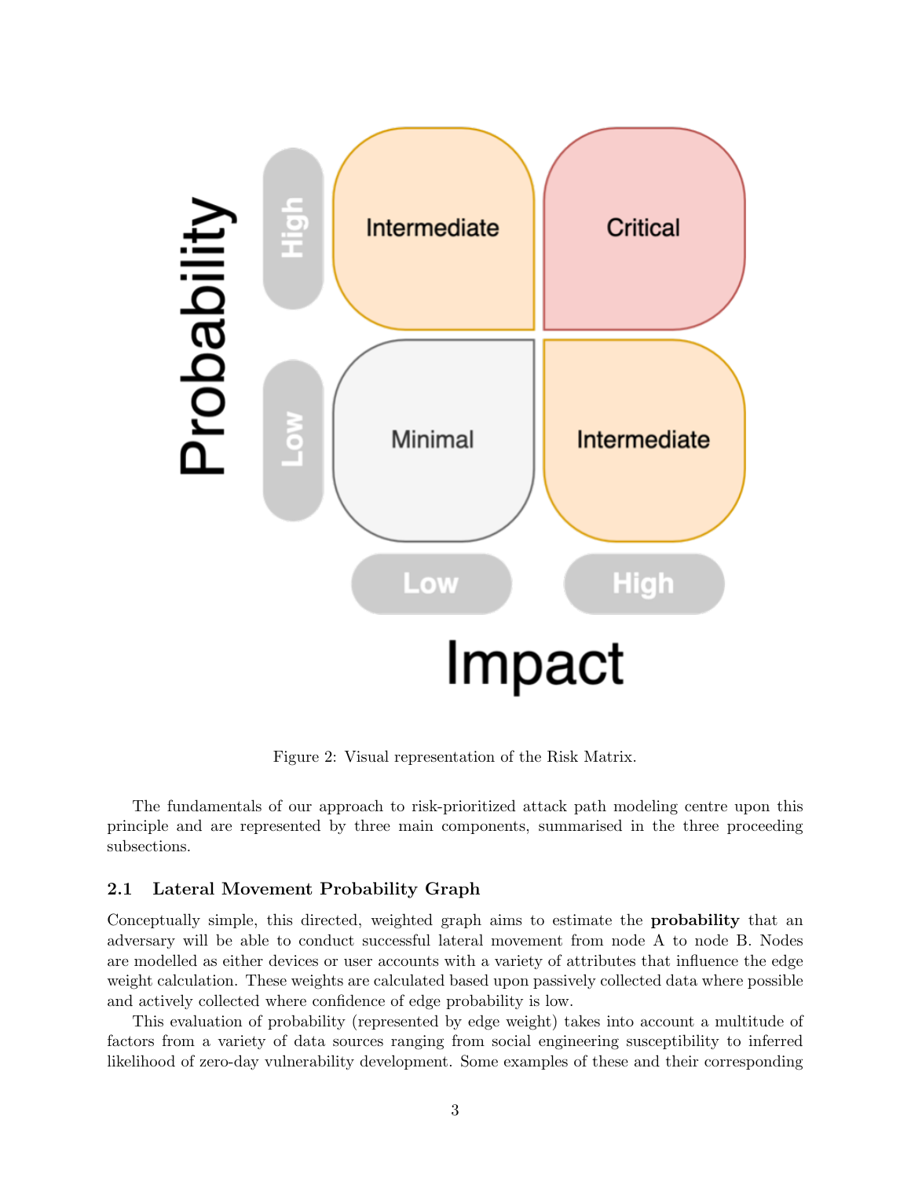Figure 2: Visual representation of the Risk Matrix.

The fundamentals of our approach to risk-prioritized attack path modeling centre upon this principle and are represented by three main components, summarised in the three proceeding subsections.

## 2.1 Lateral Movement Probability Graph

Conceptually simple, this directed, weighted graph aims to estimate the **probability** that an adversary will be able to conduct successful lateral movement from node A to node B. Nodes are modelled as either devices or user accounts with a variety of attributes that influence the edge weight calculation. These weights are calculated based upon passively collected data where possible and actively collected where confidence of edge probability is low.

This evaluation of probability (represented by edge weight) takes into account a multitude of factors from a variety of data sources ranging from social engineering susceptibility to inferred likelihood of zero-day vulnerability development. Some examples of these and their corresponding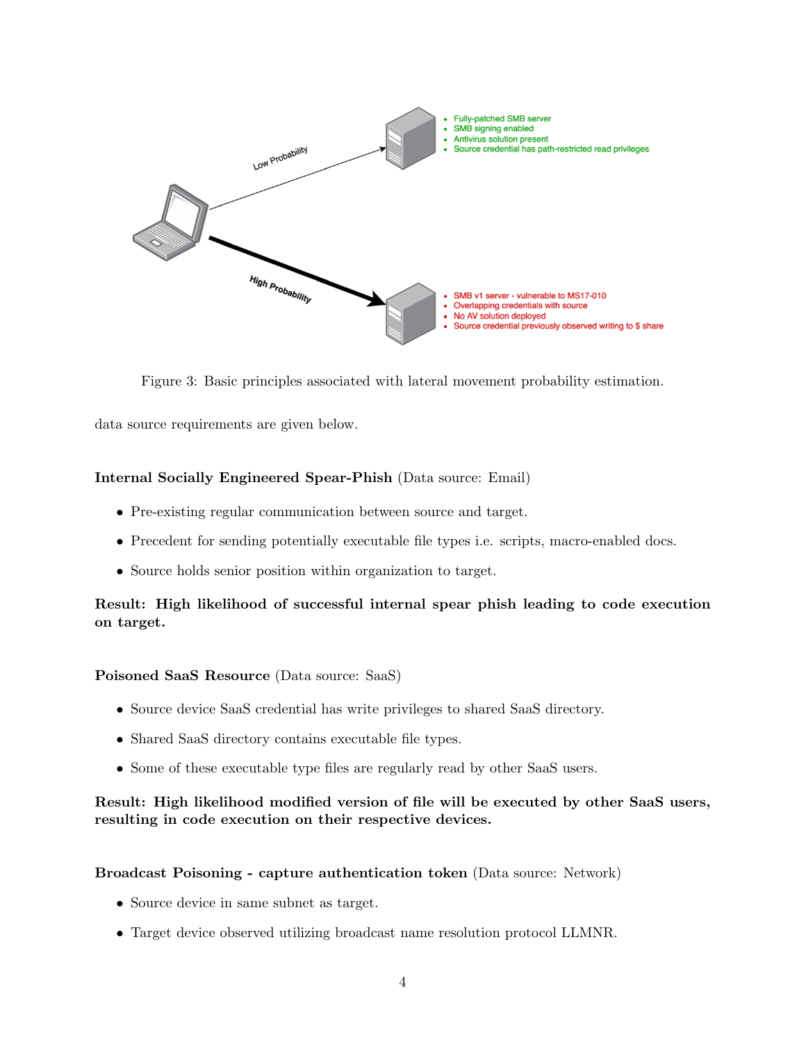Figure 3: Basic principles associated with lateral movement probability estimation.

data source requirements are given below.

**Internal Socially Engineered Spear-Phish** (Data source: Email)

- Pre-existing regular communication between source and target.
- Precedent for sending potentially executable file types i.e. scripts, macro-enabled docs.
- Source holds senior position within organization to target.

**Result: High likelihood of successful internal spear phish leading to code execution on target.**

**Poisoned SaaS Resource** (Data source: SaaS)

- Source device SaaS credential has write privileges to shared SaaS directory.
- Shared SaaS directory contains executable file types.
- Some of these executable type files are regularly read by other SaaS users.

**Result: High likelihood modified version of file will be executed by other SaaS users, resulting in code execution on their respective devices.**

**Broadcast Poisoning - capture authentication token** (Data source: Network)

- Source device in same subnet as target.
- Target device observed utilizing broadcast name resolution protocol LLMNR.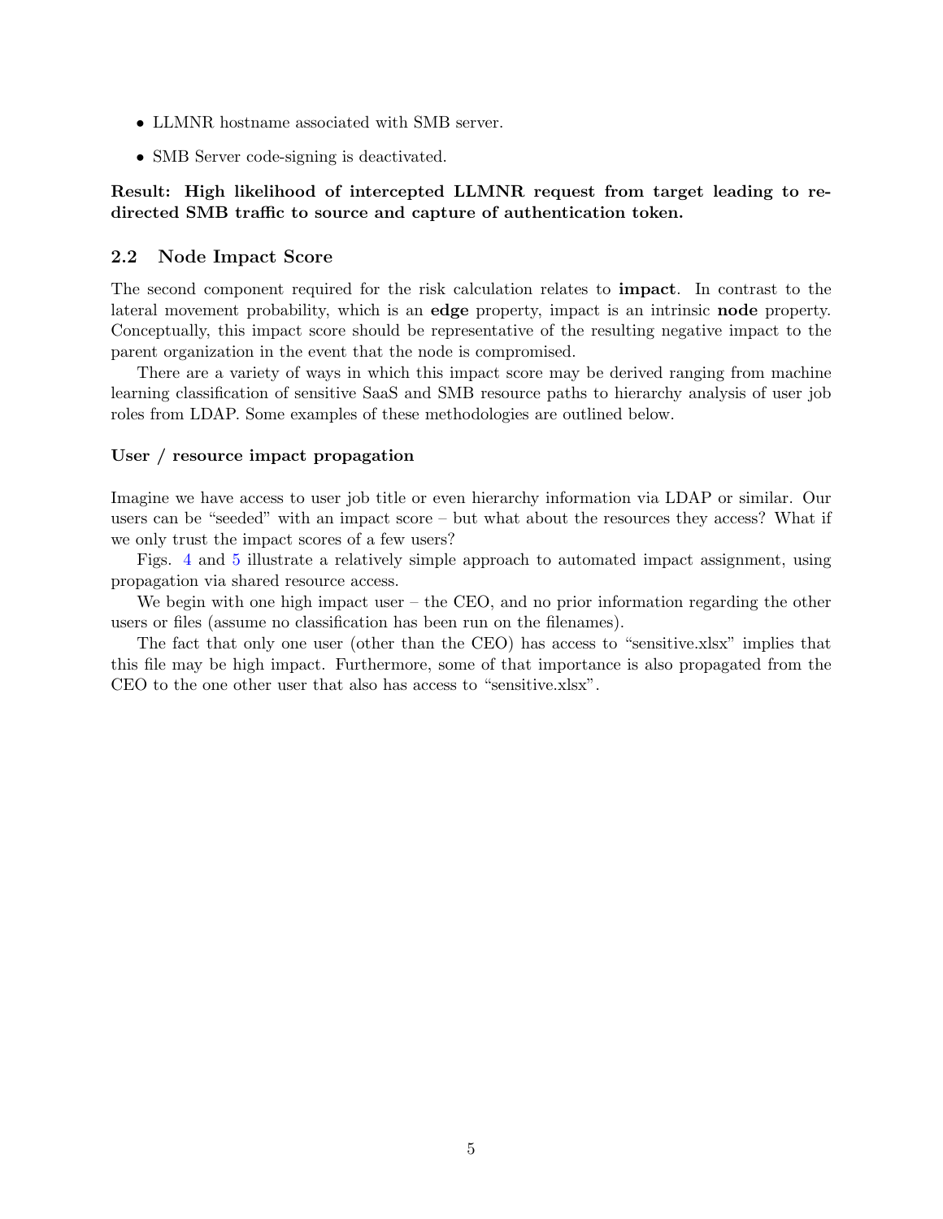- LLMNR hostname associated with SMB server.
- SMB Server code-signing is deactivated.

**Result: High likelihood of intercepted LLMNR request from target leading to redirected SMB traffic to source and capture of authentication token.**

## 2.2 Node Impact Score

The second component required for the risk calculation relates to **impact**. In contrast to the lateral movement probability, which is an **edge** property, impact is an intrinsic **node** property. Conceptually, this impact score should be representative of the resulting negative impact to the parent organization in the event that the node is compromised.

There are a variety of ways in which this impact score may be derived ranging from machine learning classification of sensitive SaaS and SMB resource paths to hierarchy analysis of user job roles from LDAP. Some examples of these methodologies are outlined below.

### User / resource impact propagation

Imagine we have access to user job title or even hierarchy information via LDAP or similar. Our users can be "seeded" with an impact score – but what about the resources they access? What if we only trust the impact scores of a few users?

Figs. 4 and 5 illustrate a relatively simple approach to automated impact assignment, using propagation via shared resource access.

We begin with one high impact user – the CEO, and no prior information regarding the other users or files (assume no classification has been run on the filenames).

The fact that only one user (other than the CEO) has access to "sensitive.xlsx" implies that this file may be high impact. Furthermore, some of that importance is also propagated from the CEO to the one other user that also has access to "sensitive.xlsx".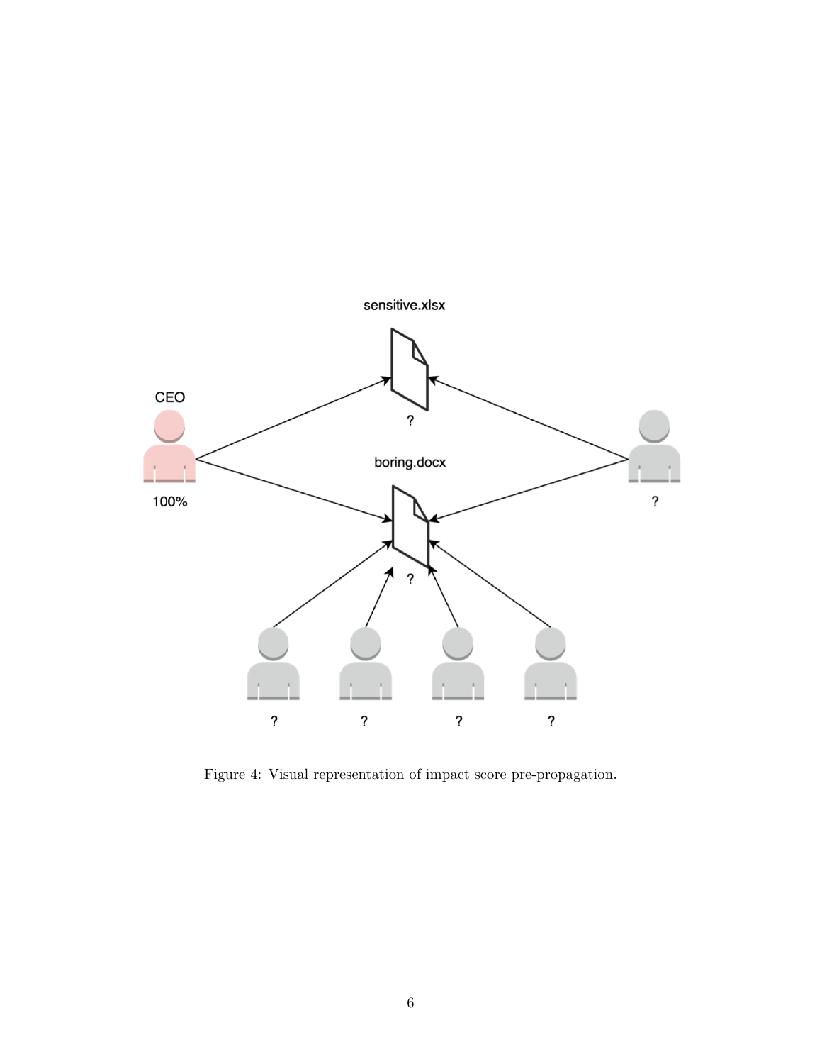Figure 4: Visual representation of impact score pre-propagation.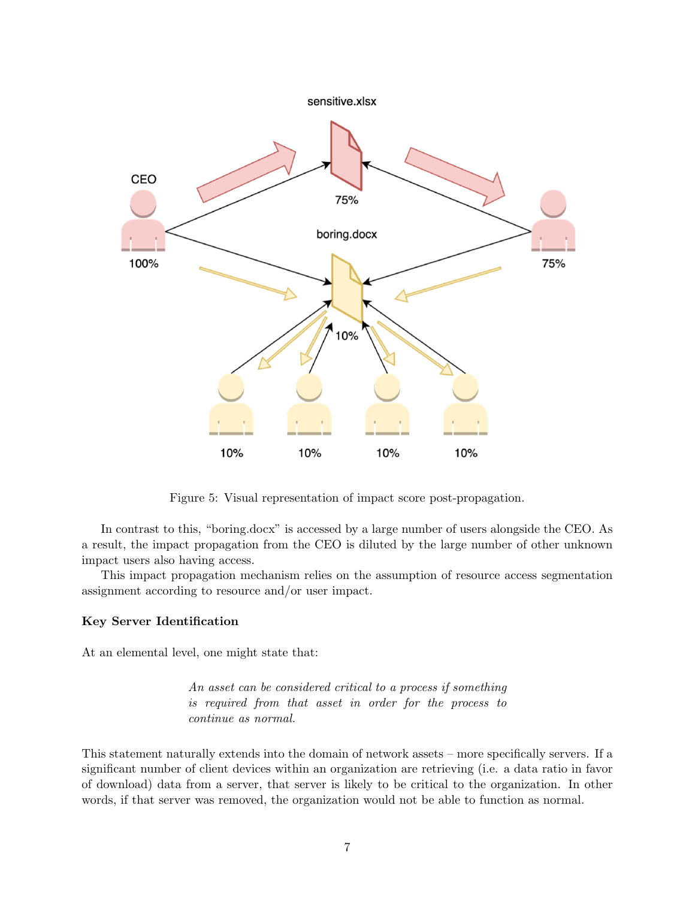Figure 5: Visual representation of impact score post-propagation.

In contrast to this, "boring.docx" is accessed by a large number of users alongside the CEO. As a result, the impact propagation from the CEO is diluted by the large number of other unknown impact users also having access.

This impact propagation mechanism relies on the assumption of resource access segmentation assignment according to resource and/or user impact.

**Key Server Identification**

At an elemental level, one might state that:

> *An asset can be considered critical to a process if something is required from that asset in order for the process to continue as normal.*

This statement naturally extends into the domain of network assets – more specifically servers. If a significant number of client devices within an organization are retrieving (i.e. a data ratio in favor of download) data from a server, that server is likely to be critical to the organization. In other words, if that server was removed, the organization would not be able to function as normal.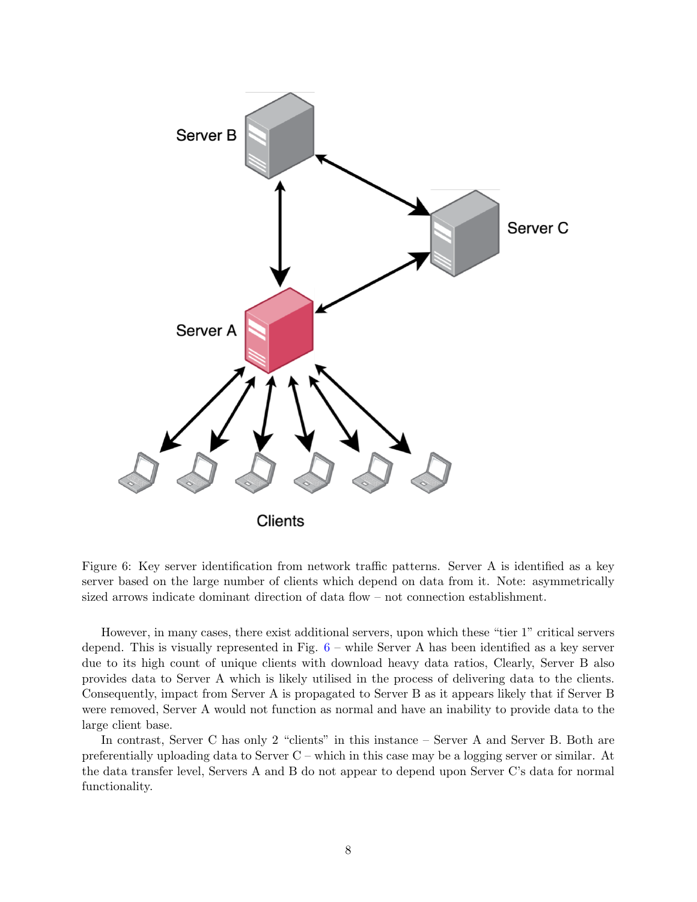Figure 6: Key server identification from network traffic patterns. Server A is identified as a key server based on the large number of clients which depend on data from it. Note: asymmetrically sized arrows indicate dominant direction of data flow – not connection establishment.

However, in many cases, there exist additional servers, upon which these "tier 1" critical servers depend. This is visually represented in Fig. 6 – while Server A has been identified as a key server due to its high count of unique clients with download heavy data ratios, Clearly, Server B also provides data to Server A which is likely utilised in the process of delivering data to the clients. Consequently, impact from Server A is propagated to Server B as it appears likely that if Server B were removed, Server A would not function as normal and have an inability to provide data to the large client base.

In contrast, Server C has only 2 "clients" in this instance – Server A and Server B. Both are preferentially uploading data to Server C – which in this case may be a logging server or similar. At the data transfer level, Servers A and B do not appear to depend upon Server C's data for normal functionality.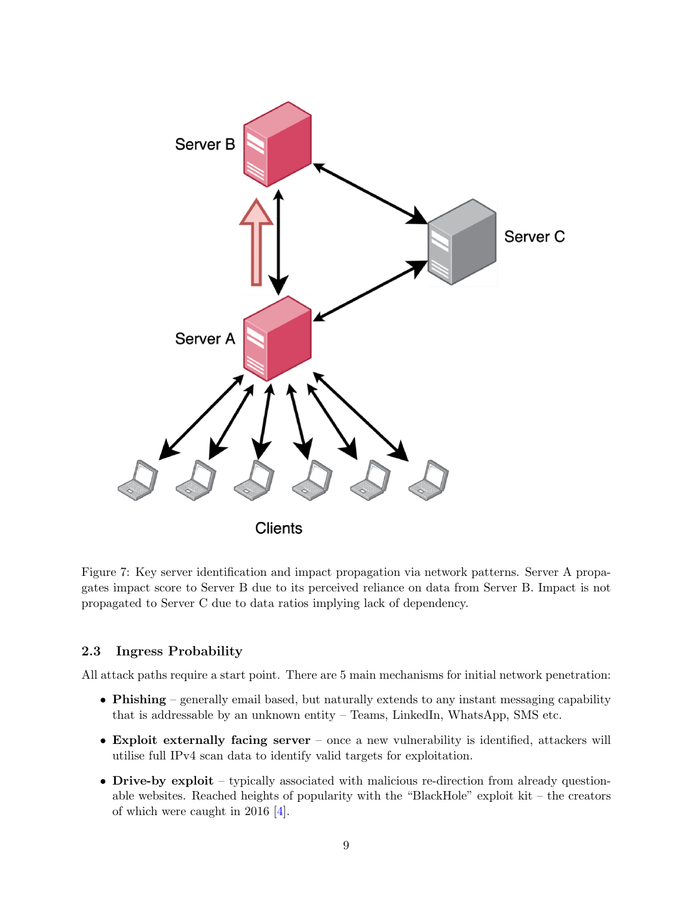Figure 7: Key server identification and impact propagation via network patterns. Server A propagates impact score to Server B due to its perceived reliance on data from Server B. Impact is not propagated to Server C due to data ratios implying lack of dependency.

### 2.3 Ingress Probability

All attack paths require a start point. There are 5 main mechanisms for initial network penetration:

- **Phishing** – generally email based, but naturally extends to any instant messaging capability that is addressable by an unknown entity – Teams, LinkedIn, WhatsApp, SMS etc.
- **Exploit externally facing server** – once a new vulnerability is identified, attackers will utilise full IPv4 scan data to identify valid targets for exploitation.
- **Drive-by exploit** – typically associated with malicious re-direction from already questionable websites. Reached heights of popularity with the "BlackHole" exploit kit – the creators of which were caught in 2016 [4].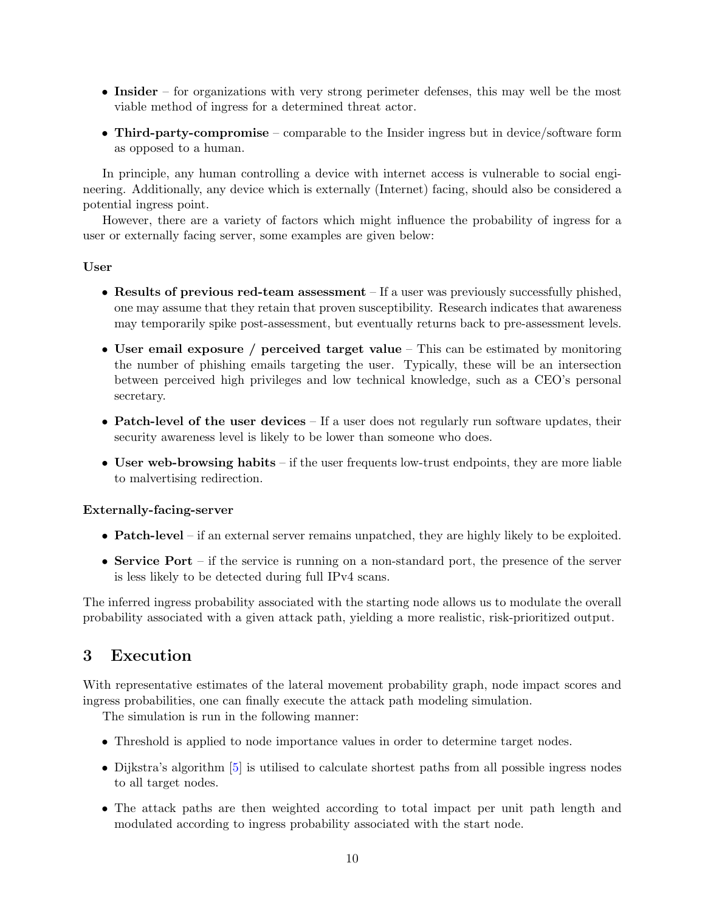- **Insider** – for organizations with very strong perimeter defenses, this may well be the most viable method of ingress for a determined threat actor.
- **Third-party-compromise** – comparable to the Insider ingress but in device/software form as opposed to a human.

In principle, any human controlling a device with internet access is vulnerable to social engineering. Additionally, any device which is externally (Internet) facing, should also be considered a potential ingress point.

However, there are a variety of factors which might influence the probability of ingress for a user or externally facing server, some examples are given below:

**User**

- **Results of previous red-team assessment** – If a user was previously successfully phished, one may assume that they retain that proven susceptibility. Research indicates that awareness may temporarily spike post-assessment, but eventually returns back to pre-assessment levels.
- **User email exposure / perceived target value** – This can be estimated by monitoring the number of phishing emails targeting the user. Typically, these will be an intersection between perceived high privileges and low technical knowledge, such as a CEO's personal secretary.
- **Patch-level of the user devices** – If a user does not regularly run software updates, their security awareness level is likely to be lower than someone who does.
- **User web-browsing habits** – if the user frequents low-trust endpoints, they are more liable to malvertising redirection.

**Externally-facing-server**

- **Patch-level** – if an external server remains unpatched, they are highly likely to be exploited.
- **Service Port** – if the service is running on a non-standard port, the presence of the server is less likely to be detected during full IPv4 scans.

The inferred ingress probability associated with the starting node allows us to modulate the overall probability associated with a given attack path, yielding a more realistic, risk-prioritized output.

## 3 Execution

With representative estimates of the lateral movement probability graph, node impact scores and ingress probabilities, one can finally execute the attack path modeling simulation.

The simulation is run in the following manner:

- Threshold is applied to node importance values in order to determine target nodes.
- Dijkstra's algorithm [5] is utilised to calculate shortest paths from all possible ingress nodes to all target nodes.
- The attack paths are then weighted according to total impact per unit path length and modulated according to ingress probability associated with the start node.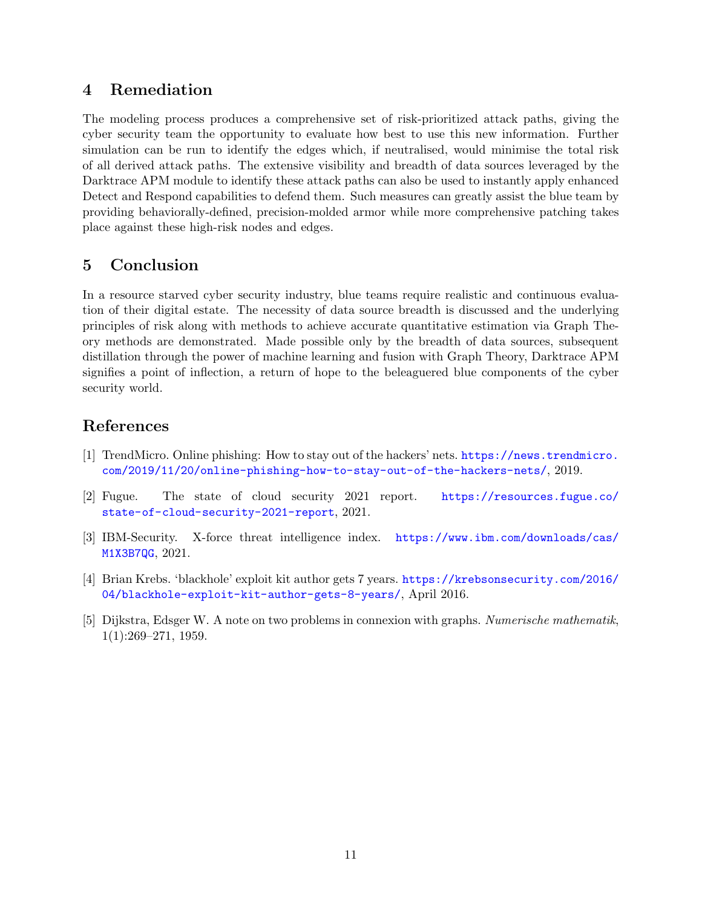## 4 Remediation

The modeling process produces a comprehensive set of risk-prioritized attack paths, giving the cyber security team the opportunity to evaluate how best to use this new information. Further simulation can be run to identify the edges which, if neutralised, would minimise the total risk of all derived attack paths. The extensive visibility and breadth of data sources leveraged by the Darktrace APM module to identify these attack paths can also be used to instantly apply enhanced Detect and Respond capabilities to defend them. Such measures can greatly assist the blue team by providing behaviorally-defined, precision-molded armor while more comprehensive patching takes place against these high-risk nodes and edges.

## 5 Conclusion

In a resource starved cyber security industry, blue teams require realistic and continuous evaluation of their digital estate. The necessity of data source breadth is discussed and the underlying principles of risk along with methods to achieve accurate quantitative estimation via Graph Theory methods are demonstrated. Made possible only by the breadth of data sources, subsequent distillation through the power of machine learning and fusion with Graph Theory, Darktrace APM signifies a point of inflection, a return of hope to the beleaguered blue components of the cyber security world.

## References

[1] TrendMicro. Online phishing: How to stay out of the hackers' nets. https://news.trendmicro.com/2019/11/20/online-phishing-how-to-stay-out-of-the-hackers-nets/, 2019.

[2] Fugue. The state of cloud security 2021 report. https://resources.fugue.co/state-of-cloud-security-2021-report, 2021.

[3] IBM-Security. X-force threat intelligence index. https://www.ibm.com/downloads/cas/M1X3B7QG, 2021.

[4] Brian Krebs. 'blackhole' exploit kit author gets 7 years. https://krebsonsecurity.com/2016/04/blackhole-exploit-kit-author-gets-8-years/, April 2016.

[5] Dijkstra, Edsger W. A note on two problems in connexion with graphs. *Numerische mathematik*, 1(1):269–271, 1959.